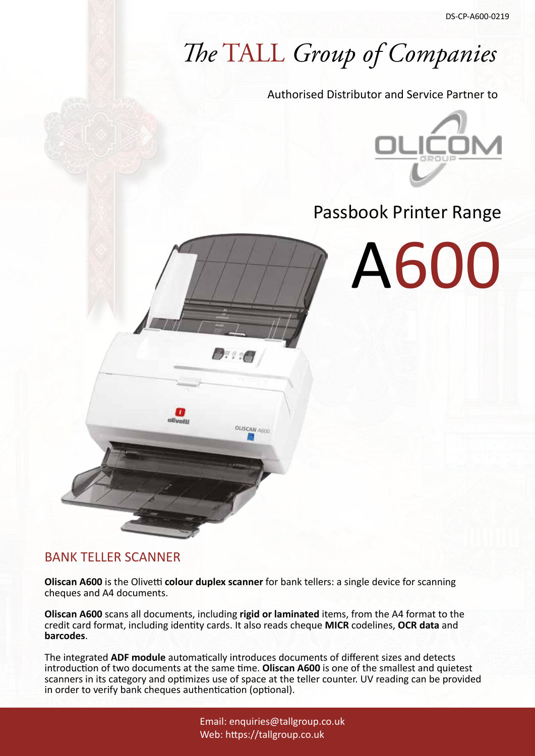DS-CP-A600-0219

# *The* TALL *Group of Companies*

Authorised Distributor and Service Partner to

OLICOM GROUP

## Passbook Printer Range

# A600

## BANK TELLER SCANNER

**Oliscan A600** is the Olivetti **colour duplex scanner** for bank tellers: a single device for scanning cheques and A4 documents.

**Oliscan A600** scans all documents, including **rigid or laminated** items, from the A4 format to the credit card format, including identity cards. It also reads cheque **MICR** codelines, **OCR data** and **barcodes**.

The integrated **ADF module** automatically introduces documents of different sizes and detects introduction of two documents at the same time. **Oliscan A600** is one of the smallest and quietest scanners in its category and optimizes use of space at the teller counter. UV reading can be provided in order to verify bank cheques authentication (optional).

Email: enquiries@tallgroup.co.uk
Web: https://tallgroup.co.uk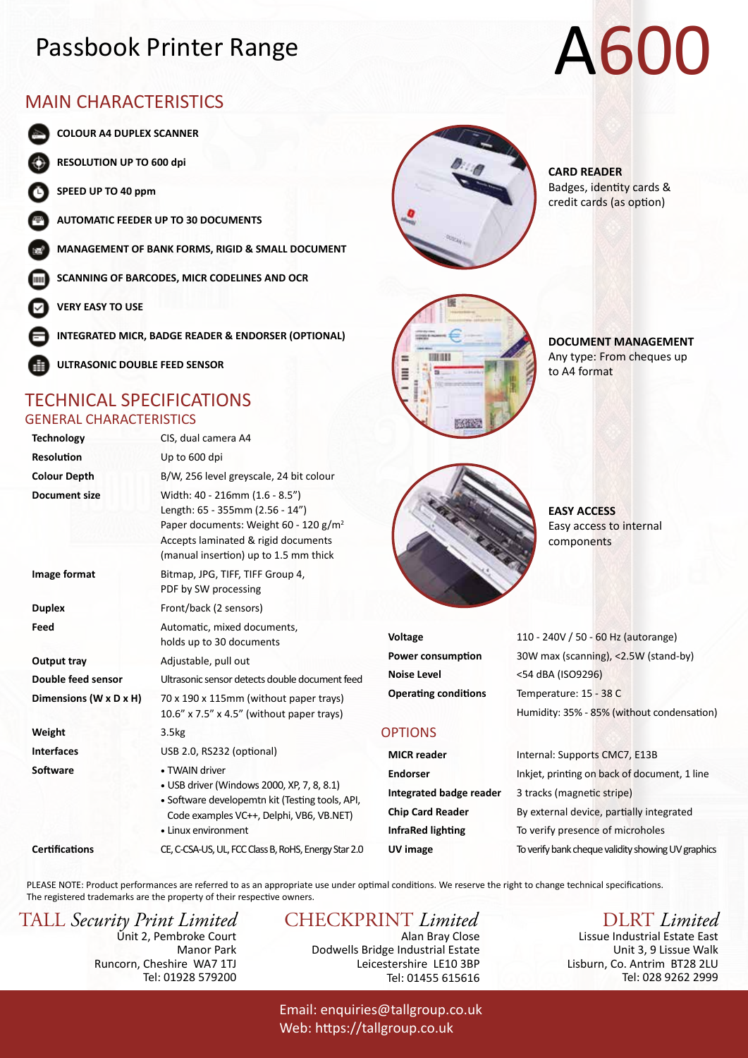# Passbook Printer Range

# A600

## MAIN CHARACTERISTICS

- **COLOUR A4 DUPLEX SCANNER**
- **RESOLUTION UP TO 600 dpi**
- **SPEED UP TO 40 ppm**
- **AUTOMATIC FEEDER UP TO 30 DOCUMENTS**
- **MANAGEMENT OF BANK FORMS, RIGID & SMALL DOCUMENT**
- **SCANNING OF BARCODES, MICR CODELINES AND OCR**
- **VERY EASY TO USE**
- **INTEGRATED MICR, BADGE READER & ENDORSER (OPTIONAL)**
- **ULTRASONIC DOUBLE FEED SENSOR**

**CARD READER**
Badges, identity cards & credit cards (as option)

**DOCUMENT MANAGEMENT**
Any type: From cheques up to A4 format

**EASY ACCESS**
Easy access to internal components

## TECHNICAL SPECIFICATIONS

### GENERAL CHARACTERISTICS

| | |
|---|---|
| **Technology** | CIS, dual camera A4 |
| **Resolution** | Up to 600 dpi |
| **Colour Depth** | B/W, 256 level greyscale, 24 bit colour |
| **Document size** | Width: 40 - 216mm (1.6 - 8.5") Length: 65 - 355mm (2.56 - 14") Paper documents: Weight 60 - 120 g/m² Accepts laminated & rigid documents (manual insertion) up to 1.5 mm thick |
| **Image format** | Bitmap, JPG, TIFF, TIFF Group 4, PDF by SW processing |
| **Duplex** | Front/back (2 sensors) |
| **Feed** | Automatic, mixed documents, holds up to 30 documents |
| **Output tray** | Adjustable, pull out |
| **Double feed sensor** | Ultrasonic sensor detects double document feed |
| **Dimensions (W x D x H)** | 70 x 190 x 115mm (without paper trays) 10.6" x 7.5" x 4.5" (without paper trays) |
| **Weight** | 3.5kg |
| **Interfaces** | USB 2.0, RS232 (optional) |
| **Software** | • TWAIN driver • USB driver (Windows 2000, XP, 7, 8, 8.1) • Software developemtn kit (Testing tools, API, Code examples VC++, Delphi, VB6, VB.NET) • Linux environment |
| **Certifications** | CE, C-CSA-US, UL, FCC Class B, RoHS, Energy Star 2.0 |
| **Voltage** | 110 - 240V / 50 - 60 Hz (autorange) |
| **Power consumption** | 30W max (scanning), <2.5W (stand-by) |
| **Noise Level** | <54 dBA (ISO9296) |
| **Operating conditions** | Temperature: 15 - 38 C Humidity: 35% - 85% (without condensation) |

### OPTIONS

| | |
|---|---|
| **MICR reader** | Internal: Supports CMC7, E13B |
| **Endorser** | Inkjet, printing on back of document, 1 line |
| **Integrated badge reader** | 3 tracks (magnetic stripe) |
| **Chip Card Reader** | By external device, partially integrated |
| **InfraRed lighting** | To verify presence of microholes |
| **UV image** | To verify bank cheque validity showing UV graphics |

PLEASE NOTE: Product performances are referred to as an appropriate use under optimal conditions. We reserve the right to change technical specifications. The registered trademarks are the property of their respective owners.

**TALL *Security Print Limited***
Unit 2, Pembroke Court
Manor Park
Runcorn, Cheshire WA7 1TJ
Tel: 01928 579200

**CHECKPRINT *Limited***
Alan Bray Close
Dodwells Bridge Industrial Estate
Leicestershire LE10 3BP
Tel: 01455 615616

**DLRT *Limited***
Lissue Industrial Estate East
Unit 3, 9 Lissue Walk
Lisburn, Co. Antrim BT28 2LU
Tel: 028 9262 2999

Email: enquiries@tallgroup.co.uk
Web: https://tallgroup.co.uk